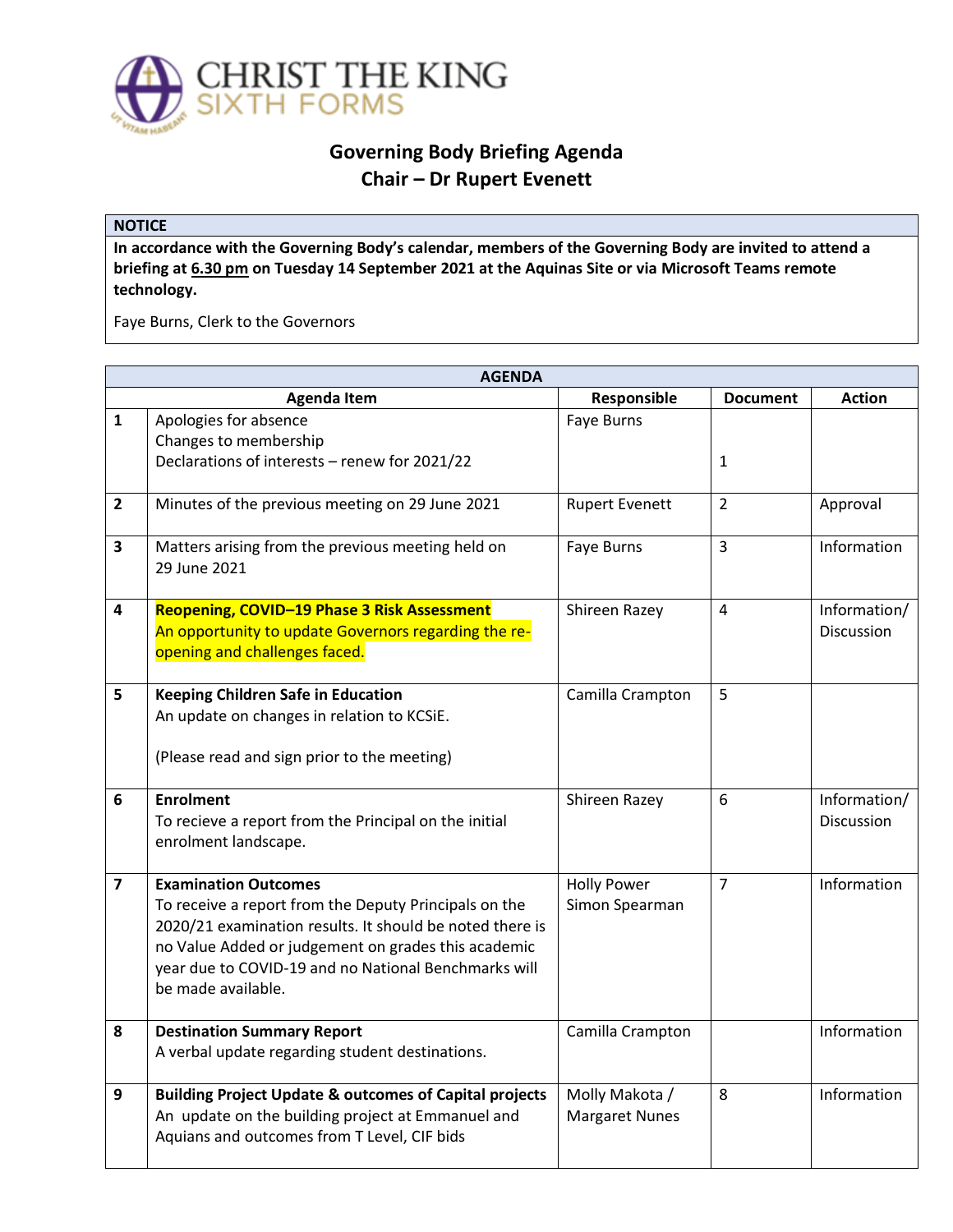CHRIST THE KING
SIXTH FORMS

# Governing Body Briefing Agenda
## Chair – Dr Rupert Evenett

| NOTICE |
|---|
| **In accordance with the Governing Body's calendar, members of the Governing Body are invited to attend a briefing at 6.30 pm on Tuesday 14 September 2021 at the Aquinas Site or via Microsoft Teams remote technology.**<br><br>Faye Burns, Clerk to the Governors |

| AGENDA | | | | |
|---|---|---|---|---|
| | **Agenda Item** | **Responsible** | **Document** | **Action** |
| **1** | Apologies for absence<br>Changes to membership<br>Declarations of interests – renew for 2021/22 | Faye Burns | 1 | |
| **2** | Minutes of the previous meeting on 29 June 2021 | Rupert Evenett | 2 | Approval |
| **3** | Matters arising from the previous meeting held on 29 June 2021 | Faye Burns | 3 | Information |
| **4** | **Reopening, COVID–19 Phase 3 Risk Assessment**<br>An opportunity to update Governors regarding the re-opening and challenges faced. | Shireen Razey | 4 | Information/ Discussion |
| **5** | **Keeping Children Safe in Education**<br>An update on changes in relation to KCSiE.<br><br>(Please read and sign prior to the meeting) | Camilla Crampton | 5 | |
| **6** | **Enrolment**<br>To recieve a report from the Principal on the initial enrolment landscape. | Shireen Razey | 6 | Information/ Discussion |
| **7** | **Examination Outcomes**<br>To receive a report from the Deputy Principals on the 2020/21 examination results. It should be noted there is no Value Added or judgement on grades this academic year due to COVID-19 and no National Benchmarks will be made available. | Holly Power<br>Simon Spearman | 7 | Information |
| **8** | **Destination Summary Report**<br>A verbal update regarding student destinations. | Camilla Crampton | | Information |
| **9** | **Building Project Update & outcomes of Capital projects**<br>An update on the building project at Emmanuel and Aquians and outcomes from T Level, CIF bids | Molly Makota / Margaret Nunes | 8 | Information |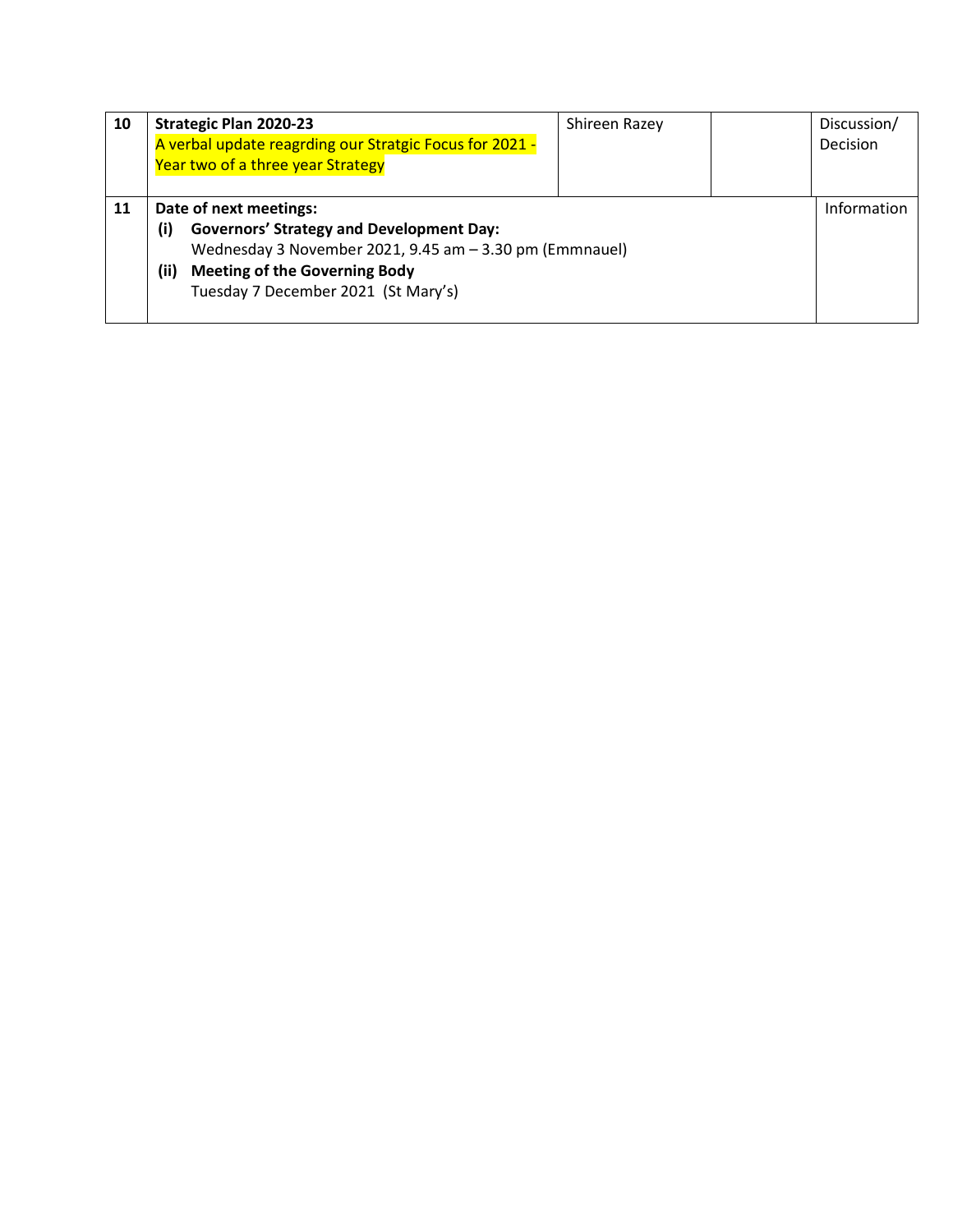| | | | | |
|---|---|---|---|---|
| **10** | **Strategic Plan 2020-23**<br>A verbal update reagrding our Stratgic Focus for 2021 - Year two of a three year Strategy | Shireen Razey | | Discussion/ Decision |
| **11** | **Date of next meetings:**<br>**(i) Governors' Strategy and Development Day:**<br>Wednesday 3 November 2021, 9.45 am – 3.30 pm (Emmnauel)<br>**(ii) Meeting of the Governing Body**<br>Tuesday 7 December 2021 (St Mary's) | | | Information |